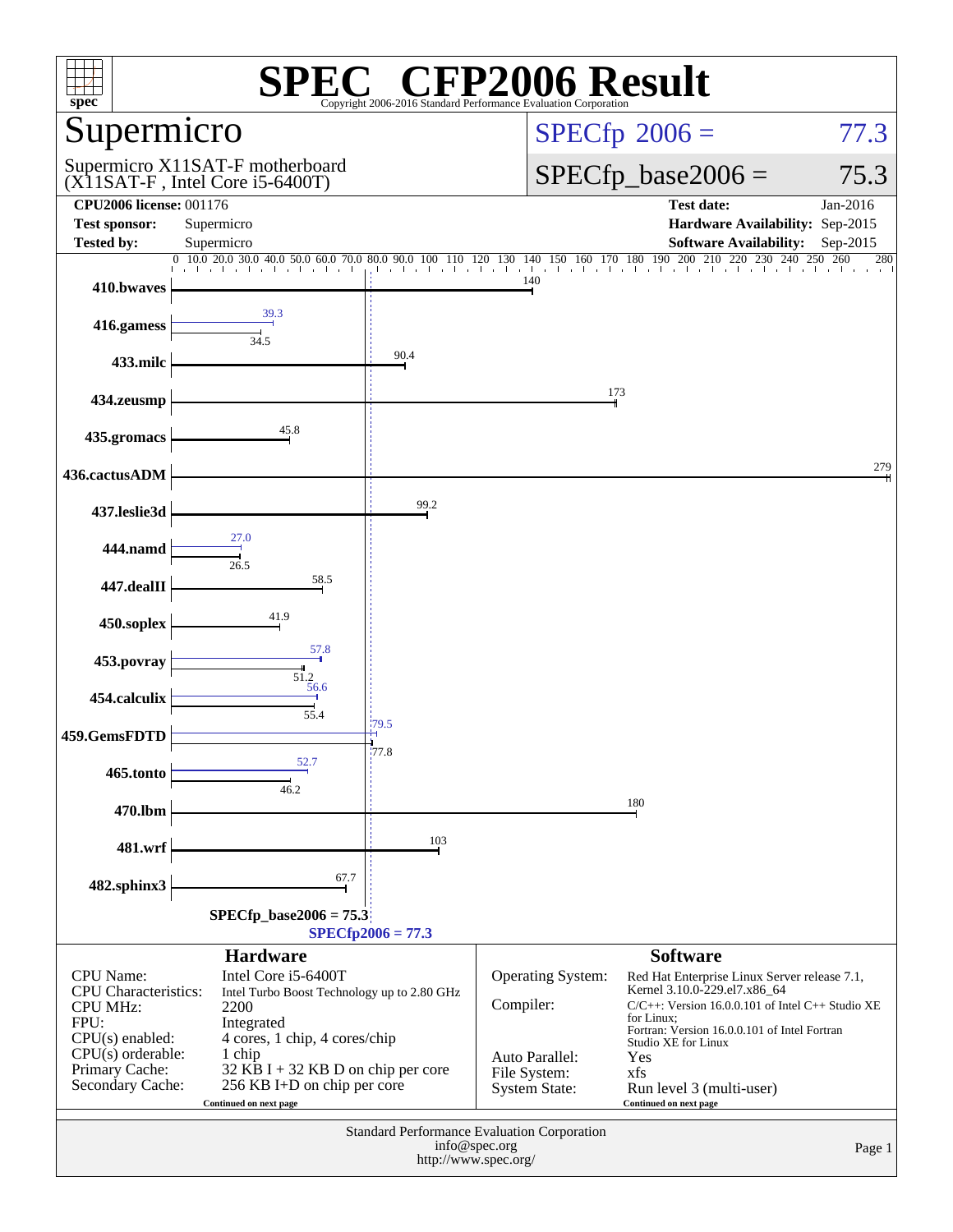# SPEC CFP2006 Result

Copyright 2006-2016 Standard Performance Evaluation Corporation

## Supermicro

Supermicro X11SAT-F motherboard
(X11SAT-F , Intel Core i5-6400T)

**SPECfp 2006 = 77.3**

**SPECfp_base2006 = 75.3**

| | | | |
|---|---|---|---|
| **CPU2006 license:** 001176 | | **Test date:** | Jan-2016 |
| **Test sponsor:** | Supermicro | **Hardware Availability:** | Sep-2015 |
| **Tested by:** | Supermicro | **Software Availability:** | Sep-2015 |

| Benchmark | Base | Peak |
|---|---|---|
| 410.bwaves | 140 | |
| 416.gamess | 34.5 | 39.3 |
| 433.milc | 90.4 | |
| 434.zeusmp | 173 | |
| 435.gromacs | 45.8 | |
| 436.cactusADM | 279 | |
| 437.leslie3d | 99.2 | |
| 444.namd | 26.5 | 27.0 |
| 447.dealII | 58.5 | |
| 450.soplex | 41.9 | |
| 453.povray | 51.2 | 57.8 |
| 454.calculix | 55.4 | 56.6 |
| 459.GemsFDTD | 77.8 | 79.5 |
| 465.tonto | 46.2 | 52.7 |
| 470.lbm | 180 | |
| 481.wrf | 103 | |
| 482.sphinx3 | 67.7 | |

SPECfp_base2006 = 75.3

SPECfp2006 = 77.3

## Hardware

| | |
|---|---|
| CPU Name: | Intel Core i5-6400T |
| CPU Characteristics: | Intel Turbo Boost Technology up to 2.80 GHz |
| CPU MHz: | 2200 |
| FPU: | Integrated |
| CPU(s) enabled: | 4 cores, 1 chip, 4 cores/chip |
| CPU(s) orderable: | 1 chip |
| Primary Cache: | 32 KB I + 32 KB D on chip per core |
| Secondary Cache: | 256 KB I+D on chip per core |

Continued on next page

## Software

| | |
|---|---|
| Operating System: | Red Hat Enterprise Linux Server release 7.1, Kernel 3.10.0-229.el7.x86_64 |
| Compiler: | C/C++: Version 16.0.0.101 of Intel C++ Studio XE for Linux; Fortran: Version 16.0.0.101 of Intel Fortran Studio XE for Linux |
| Auto Parallel: | Yes |
| File System: | xfs |
| System State: | Run level 3 (multi-user) |

Continued on next page

Standard Performance Evaluation Corporation
info@spec.org
http://www.spec.org/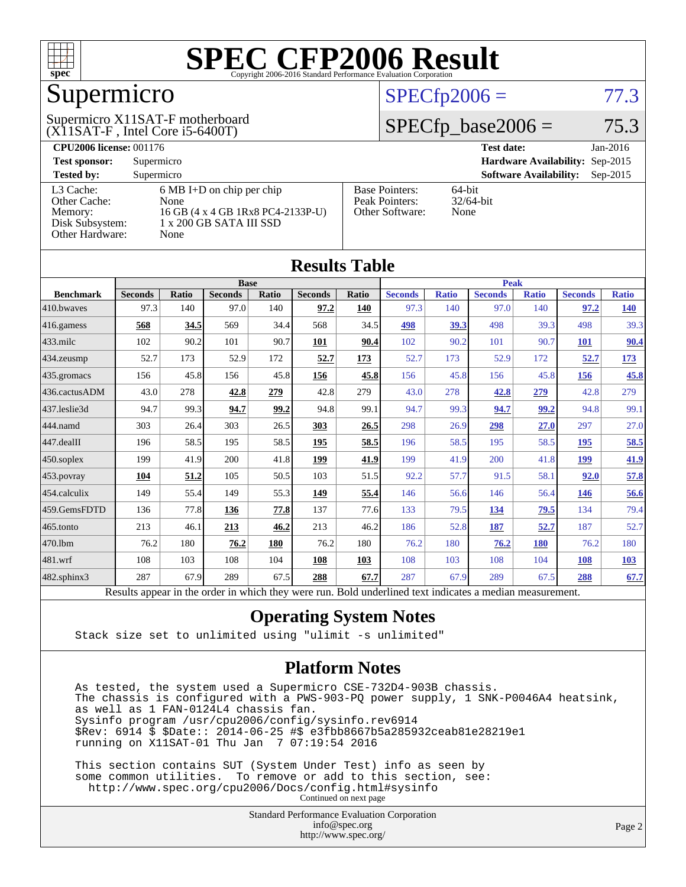# SPEC CFP2006 Result

Copyright 2006-2016 Standard Performance Evaluation Corporation

## Supermicro

Supermicro X11SAT-F motherboard
(X11SAT-F , Intel Core i5-6400T)

SPECfp2006 = 77.3

SPECfp_base2006 = 75.3

| | | | |
|---|---|---|---|
| **CPU2006 license:** | 001176 | **Test date:** | Jan-2016 |
| **Test sponsor:** | Supermicro | **Hardware Availability:** | Sep-2015 |
| **Tested by:** | Supermicro | **Software Availability:** | Sep-2015 |

| | | | |
|---|---|---|---|
| L3 Cache: | 6 MB I+D on chip per chip | Base Pointers: | 64-bit |
| Other Cache: | None | Peak Pointers: | 32/64-bit |
| Memory: | 16 GB (4 x 4 GB 1Rx8 PC4-2133P-U) | Other Software: | None |
| Disk Subsystem: | 1 x 200 GB SATA III SSD | | |
| Other Hardware: | None | | |

## Results Table

| | Base | | | | | | Peak | | | | | |
|---|---|---|---|---|---|---|---|---|---|---|---|---|
| **Benchmark** | **Seconds** | **Ratio** | **Seconds** | **Ratio** | **Seconds** | **Ratio** | **Seconds** | **Ratio** | **Seconds** | **Ratio** | **Seconds** | **Ratio** |
| 410.bwaves | 97.3 | 140 | 97.0 | 140 | **97.2** | **140** | 97.3 | 140 | 97.0 | 140 | **97.2** | **140** |
| 416.gamess | **568** | **34.5** | 569 | 34.4 | 568 | 34.5 | **498** | **39.3** | 498 | 39.3 | 498 | 39.3 |
| 433.milc | 102 | 90.2 | 101 | 90.7 | **101** | **90.4** | 102 | 90.2 | 101 | 90.7 | **101** | **90.4** |
| 434.zeusmp | 52.7 | 173 | 52.9 | 172 | **52.7** | **173** | 52.7 | 173 | 52.9 | 172 | **52.7** | **173** |
| 435.gromacs | 156 | 45.8 | 156 | 45.8 | **156** | **45.8** | 156 | 45.8 | 156 | 45.8 | **156** | **45.8** |
| 436.cactusADM | 43.0 | 278 | **42.8** | **279** | 42.8 | 279 | 43.0 | 278 | **42.8** | **279** | 42.8 | 279 |
| 437.leslie3d | 94.7 | 99.3 | **94.7** | **99.2** | 94.8 | 99.1 | 94.7 | 99.3 | **94.7** | **99.2** | 94.8 | 99.1 |
| 444.namd | 303 | 26.4 | 303 | 26.5 | **303** | **26.5** | 298 | 26.9 | **298** | **27.0** | 297 | 27.0 |
| 447.dealII | 196 | 58.5 | 195 | 58.5 | **195** | **58.5** | 196 | 58.5 | 195 | 58.5 | **195** | **58.5** |
| 450.soplex | 199 | 41.9 | 200 | 41.8 | **199** | **41.9** | 199 | 41.9 | 200 | 41.8 | **199** | **41.9** |
| 453.povray | **104** | **51.2** | 105 | 50.5 | 103 | 51.5 | 92.2 | 57.7 | 91.5 | 58.1 | **92.0** | **57.8** |
| 454.calculix | 149 | 55.4 | 149 | 55.3 | **149** | **55.4** | 146 | 56.6 | 146 | 56.4 | **146** | **56.6** |
| 459.GemsFDTD | 136 | 77.8 | **136** | **77.8** | 137 | 77.6 | 133 | 79.5 | **134** | **79.5** | 134 | 79.4 |
| 465.tonto | 213 | 46.1 | **213** | **46.2** | 213 | 46.2 | 186 | 52.8 | **187** | **52.7** | 187 | 52.7 |
| 470.lbm | 76.2 | 180 | **76.2** | **180** | 76.2 | 180 | 76.2 | 180 | **76.2** | **180** | 76.2 | 180 |
| 481.wrf | 108 | 103 | 108 | 104 | **108** | **103** | 108 | 103 | 108 | 104 | **108** | **103** |
| 482.sphinx3 | 287 | 67.9 | 289 | 67.5 | **288** | **67.7** | 287 | 67.9 | 289 | 67.5 | **288** | **67.7** |

Results appear in the order in which they were run. Bold underlined text indicates a median measurement.

## Operating System Notes

```
Stack size set to unlimited using "ulimit -s unlimited"
```

## Platform Notes

```
As tested, the system used a Supermicro CSE-732D4-903B chassis.
The chassis is configured with a PWS-903-PQ power supply, 1 SNK-P0046A4 heatsink,
as well as 1 FAN-0124L4 chassis fan.
Sysinfo program /usr/cpu2006/config/sysinfo.rev6914
$Rev: 6914 $ $Date:: 2014-06-25 #$ e3fbb8667b5a285932ceab81e28219e1
running on X11SAT-01 Thu Jan  7 07:19:54 2016

This section contains SUT (System Under Test) info as seen by
some common utilities.  To remove or add to this section, see:
  http://www.spec.org/cpu2006/Docs/config.html#sysinfo
```

Continued on next page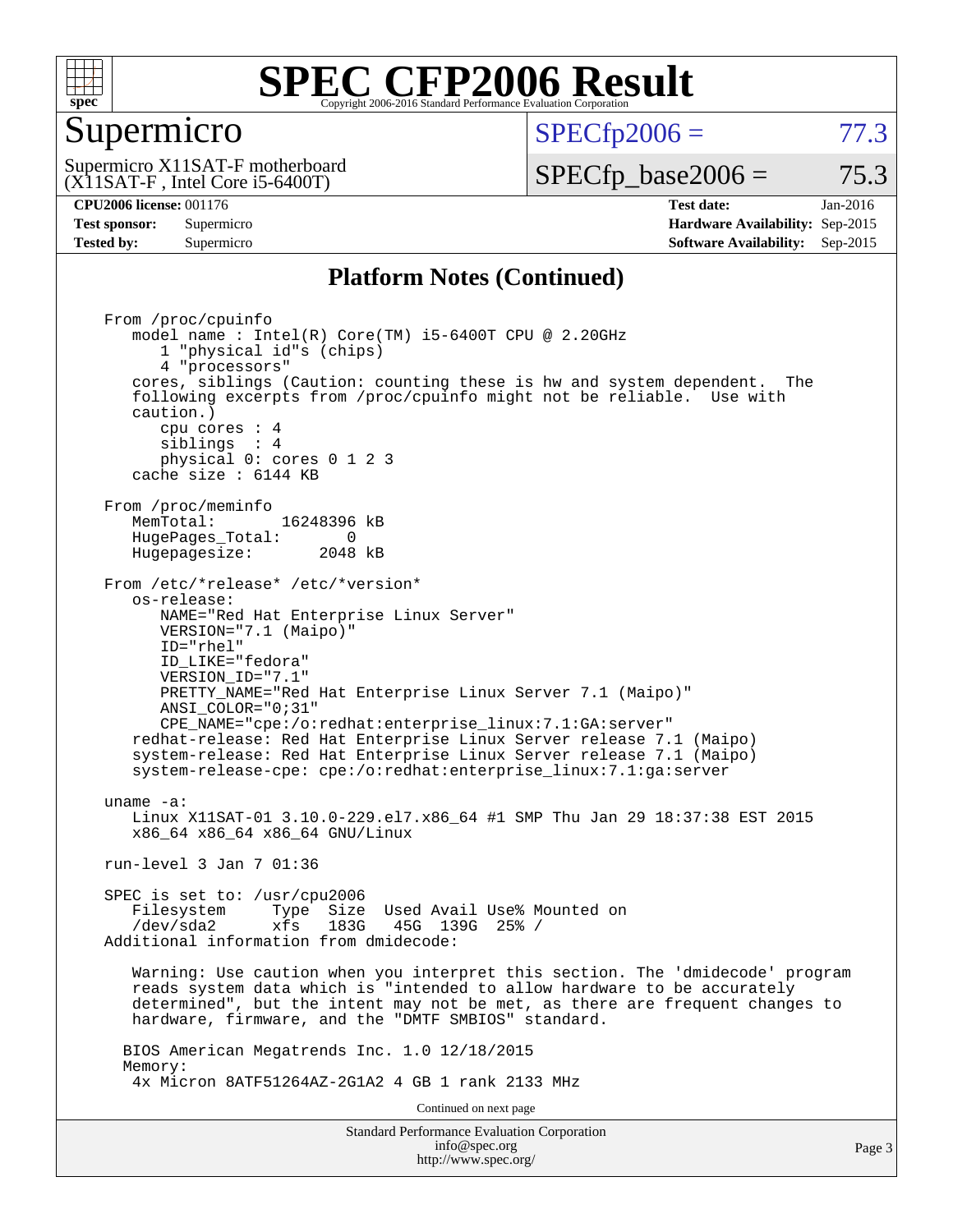# SPEC CFP2006 Result

Copyright 2006-2016 Standard Performance Evaluation Corporation

## Supermicro

Supermicro X11SAT-F motherboard
(X11SAT-F , Intel Core i5-6400T)

SPECfp2006 = 77.3

SPECfp_base2006 = 75.3

| | | | |
|---|---|---|---|
| **CPU2006 license:** 001176 | | **Test date:** | Jan-2016 |
| **Test sponsor:** | Supermicro | **Hardware Availability:** | Sep-2015 |
| **Tested by:** | Supermicro | **Software Availability:** | Sep-2015 |

## Platform Notes (Continued)

```
From /proc/cpuinfo
   model name : Intel(R) Core(TM) i5-6400T CPU @ 2.20GHz
      1 "physical id"s (chips)
      4 "processors"
   cores, siblings (Caution: counting these is hw and system dependent.  The
   following excerpts from /proc/cpuinfo might not be reliable.  Use with
   caution.)
      cpu cores : 4
      siblings  : 4
      physical 0: cores 0 1 2 3
   cache size : 6144 KB

From /proc/meminfo
   MemTotal:       16248396 kB
   HugePages_Total:       0
   Hugepagesize:       2048 kB

From /etc/*release* /etc/*version*
   os-release:
      NAME="Red Hat Enterprise Linux Server"
      VERSION="7.1 (Maipo)"
      ID="rhel"
      ID_LIKE="fedora"
      VERSION_ID="7.1"
      PRETTY_NAME="Red Hat Enterprise Linux Server 7.1 (Maipo)"
      ANSI_COLOR="0;31"
      CPE_NAME="cpe:/o:redhat:enterprise_linux:7.1:GA:server"
   redhat-release: Red Hat Enterprise Linux Server release 7.1 (Maipo)
   system-release: Red Hat Enterprise Linux Server release 7.1 (Maipo)
   system-release-cpe: cpe:/o:redhat:enterprise_linux:7.1:ga:server

uname -a:
   Linux X11SAT-01 3.10.0-229.el7.x86_64 #1 SMP Thu Jan 29 18:37:38 EST 2015
   x86_64 x86_64 x86_64 GNU/Linux

run-level 3 Jan 7 01:36

SPEC is set to: /usr/cpu2006
   Filesystem     Type  Size  Used Avail Use% Mounted on
   /dev/sda2      xfs   183G   45G  139G  25% /
Additional information from dmidecode:

   Warning: Use caution when you interpret this section. The 'dmidecode' program
   reads system data which is "intended to allow hardware to be accurately
   determined", but the intent may not be met, as there are frequent changes to
   hardware, firmware, and the "DMTF SMBIOS" standard.

  BIOS American Megatrends Inc. 1.0 12/18/2015
  Memory:
   4x Micron 8ATF51264AZ-2G1A2 4 GB 1 rank 2133 MHz
```

Continued on next page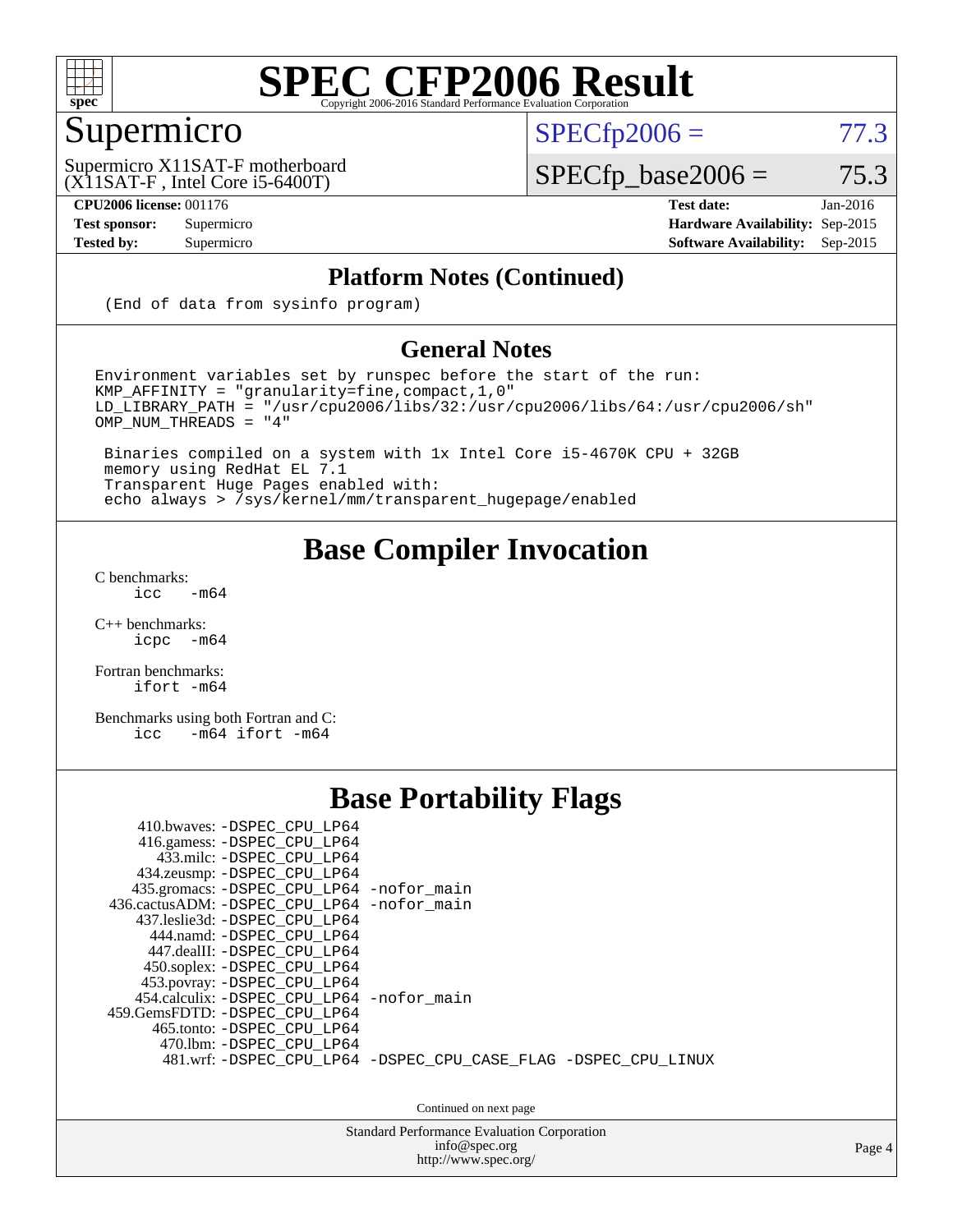# SPEC CFP2006 Result

Copyright 2006-2016 Standard Performance Evaluation Corporation

## Supermicro

Supermicro X11SAT-F motherboard
(X11SAT-F , Intel Core i5-6400T)

SPECfp2006 = 77.3

SPECfp_base2006 = 75.3

| | | | |
|---|---|---|---|
| **CPU2006 license:** 001176 | | **Test date:** | Jan-2016 |
| **Test sponsor:** | Supermicro | **Hardware Availability:** | Sep-2015 |
| **Tested by:** | Supermicro | **Software Availability:** | Sep-2015 |

### Platform Notes (Continued)

```
(End of data from sysinfo program)
```

### General Notes

```
Environment variables set by runspec before the start of the run:
KMP_AFFINITY = "granularity=fine,compact,1,0"
LD_LIBRARY_PATH = "/usr/cpu2006/libs/32:/usr/cpu2006/libs/64:/usr/cpu2006/sh"
OMP_NUM_THREADS = "4"

 Binaries compiled on a system with 1x Intel Core i5-4670K CPU + 32GB
 memory using RedHat EL 7.1
 Transparent Huge Pages enabled with:
 echo always > /sys/kernel/mm/transparent_hugepage/enabled
```

## Base Compiler Invocation

C benchmarks:
```
icc   -m64
```

C++ benchmarks:
```
icpc  -m64
```

Fortran benchmarks:
```
ifort -m64
```

Benchmarks using both Fortran and C:
```
icc   -m64 ifort -m64
```

## Base Portability Flags

```
    410.bwaves: -DSPEC_CPU_LP64
    416.gamess: -DSPEC_CPU_LP64
      433.milc: -DSPEC_CPU_LP64
    434.zeusmp: -DSPEC_CPU_LP64
   435.gromacs: -DSPEC_CPU_LP64 -nofor_main
 436.cactusADM: -DSPEC_CPU_LP64 -nofor_main
   437.leslie3d: -DSPEC_CPU_LP64
     444.namd: -DSPEC_CPU_LP64
    447.dealII: -DSPEC_CPU_LP64
    450.soplex: -DSPEC_CPU_LP64
    453.povray: -DSPEC_CPU_LP64
  454.calculix: -DSPEC_CPU_LP64 -nofor_main
 459.GemsFDTD: -DSPEC_CPU_LP64
     465.tonto: -DSPEC_CPU_LP64
       470.lbm: -DSPEC_CPU_LP64
       481.wrf: -DSPEC_CPU_LP64 -DSPEC_CPU_CASE_FLAG -DSPEC_CPU_LINUX
```

Continued on next page

Standard Performance Evaluation Corporation
info@spec.org
http://www.spec.org/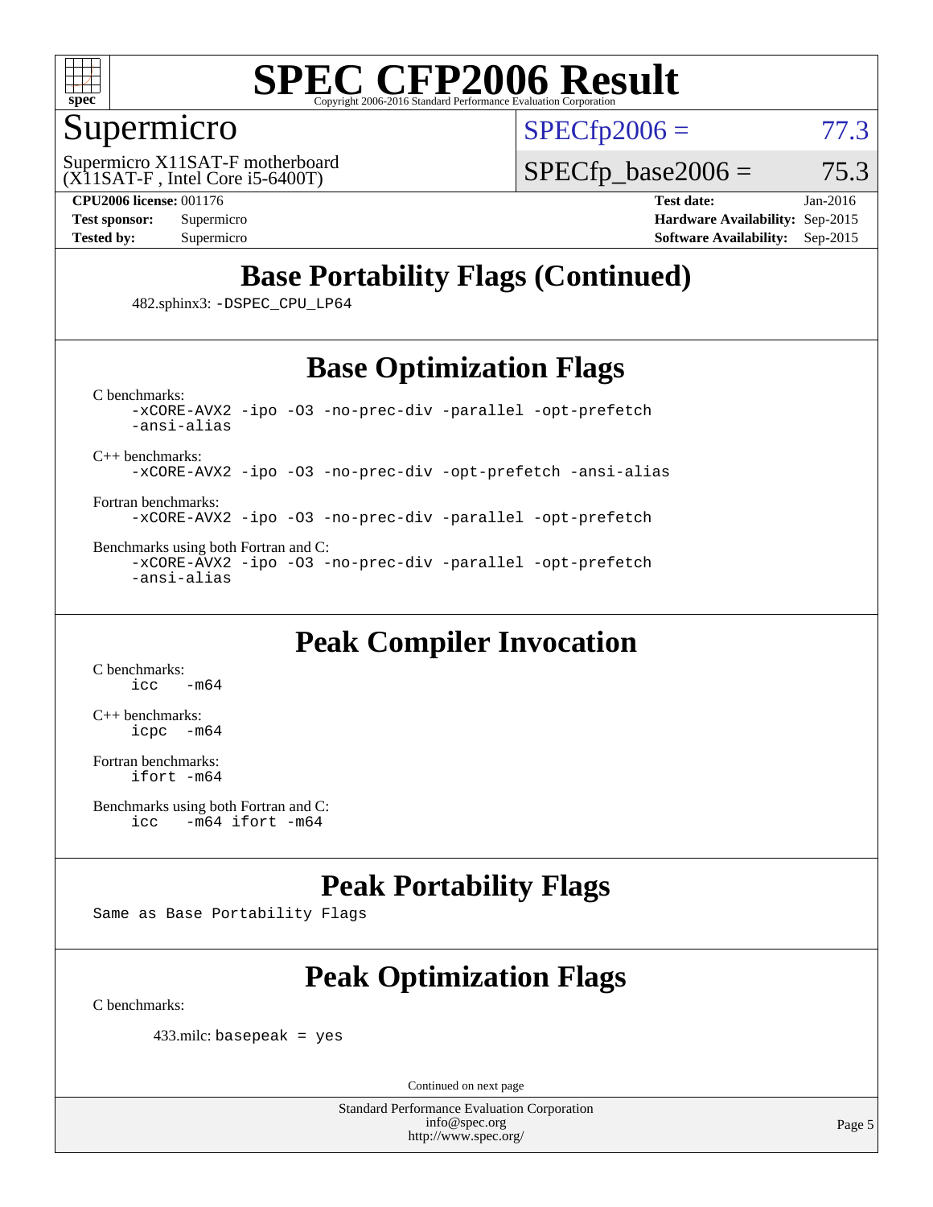# SPEC CFP2006 Result

Copyright 2006-2016 Standard Performance Evaluation Corporation

## Supermicro

Supermicro X11SAT-F motherboard
(X11SAT-F , Intel Core i5-6400T)

SPECfp2006 = 77.3

SPECfp_base2006 = 75.3

| | | | |
|---|---|---|---|
| **CPU2006 license:** 001176 | | **Test date:** | Jan-2016 |
| **Test sponsor:** | Supermicro | **Hardware Availability:** | Sep-2015 |
| **Tested by:** | Supermicro | **Software Availability:** | Sep-2015 |

## Base Portability Flags (Continued)

482.sphinx3: -DSPEC_CPU_LP64

## Base Optimization Flags

C benchmarks:
```
-xCORE-AVX2 -ipo -O3 -no-prec-div -parallel -opt-prefetch
-ansi-alias
```

C++ benchmarks:
```
-xCORE-AVX2 -ipo -O3 -no-prec-div -opt-prefetch -ansi-alias
```

Fortran benchmarks:
```
-xCORE-AVX2 -ipo -O3 -no-prec-div -parallel -opt-prefetch
```

Benchmarks using both Fortran and C:
```
-xCORE-AVX2 -ipo -O3 -no-prec-div -parallel -opt-prefetch
-ansi-alias
```

## Peak Compiler Invocation

C benchmarks:
```
icc   -m64
```

C++ benchmarks:
```
icpc  -m64
```

Fortran benchmarks:
```
ifort -m64
```

Benchmarks using both Fortran and C:
```
icc   -m64 ifort -m64
```

## Peak Portability Flags

Same as Base Portability Flags

## Peak Optimization Flags

C benchmarks:

433.milc: basepeak = yes

Continued on next page

Standard Performance Evaluation Corporation
info@spec.org
http://www.spec.org/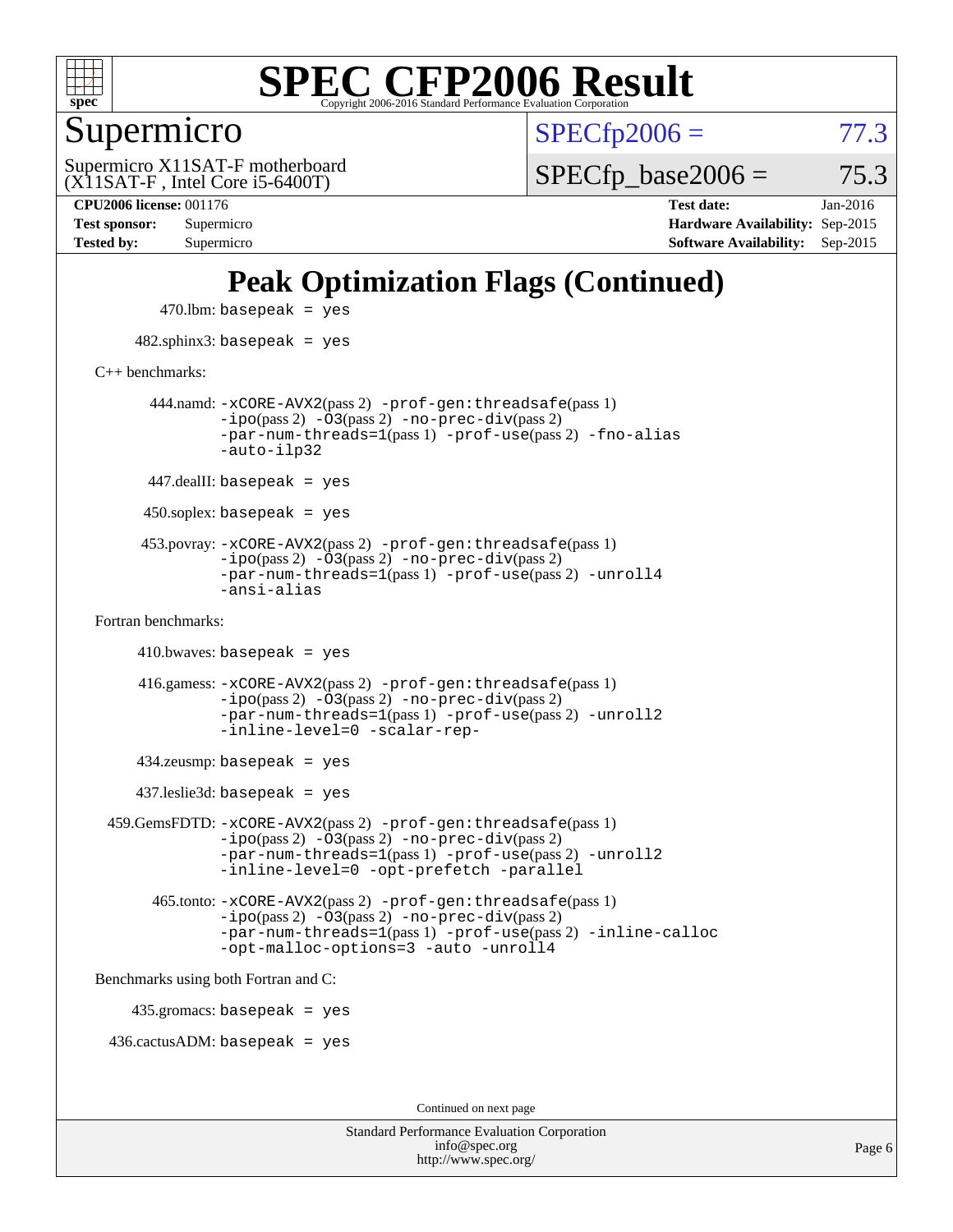# SPEC CFP2006 Result

Copyright 2006-2016 Standard Performance Evaluation Corporation

## Supermicro

Supermicro X11SAT-F motherboard
(X11SAT-F , Intel Core i5-6400T)

SPECfp2006 = 77.3

SPECfp_base2006 = 75.3

| | | | |
|---|---|---|---|
| **CPU2006 license:** 001176 | | **Test date:** | Jan-2016 |
| **Test sponsor:** | Supermicro | **Hardware Availability:** | Sep-2015 |
| **Tested by:** | Supermicro | **Software Availability:** | Sep-2015 |

## Peak Optimization Flags (Continued)

470.lbm: `basepeak = yes`

482.sphinx3: `basepeak = yes`

C++ benchmarks:

444.namd: `-xCORE-AVX2`(pass 2) `-prof-gen:threadsafe`(pass 1) `-ipo`(pass 2) `-O3`(pass 2) `-no-prec-div`(pass 2) `-par-num-threads=1`(pass 1) `-prof-use`(pass 2) `-fno-alias` `-auto-ilp32`

447.dealII: `basepeak = yes`

450.soplex: `basepeak = yes`

453.povray: `-xCORE-AVX2`(pass 2) `-prof-gen:threadsafe`(pass 1) `-ipo`(pass 2) `-O3`(pass 2) `-no-prec-div`(pass 2) `-par-num-threads=1`(pass 1) `-prof-use`(pass 2) `-unroll4` `-ansi-alias`

Fortran benchmarks:

410.bwaves: `basepeak = yes`

416.gamess: `-xCORE-AVX2`(pass 2) `-prof-gen:threadsafe`(pass 1) `-ipo`(pass 2) `-O3`(pass 2) `-no-prec-div`(pass 2) `-par-num-threads=1`(pass 1) `-prof-use`(pass 2) `-unroll2` `-inline-level=0` `-scalar-rep-`

434.zeusmp: `basepeak = yes`

437.leslie3d: `basepeak = yes`

459.GemsFDTD: `-xCORE-AVX2`(pass 2) `-prof-gen:threadsafe`(pass 1) `-ipo`(pass 2) `-O3`(pass 2) `-no-prec-div`(pass 2) `-par-num-threads=1`(pass 1) `-prof-use`(pass 2) `-unroll2` `-inline-level=0` `-opt-prefetch` `-parallel`

465.tonto: `-xCORE-AVX2`(pass 2) `-prof-gen:threadsafe`(pass 1) `-ipo`(pass 2) `-O3`(pass 2) `-no-prec-div`(pass 2) `-par-num-threads=1`(pass 1) `-prof-use`(pass 2) `-inline-calloc` `-opt-malloc-options=3` `-auto` `-unroll4`

Benchmarks using both Fortran and C:

435.gromacs: `basepeak = yes`

436.cactusADM: `basepeak = yes`

Continued on next page

Standard Performance Evaluation Corporation
info@spec.org
http://www.spec.org/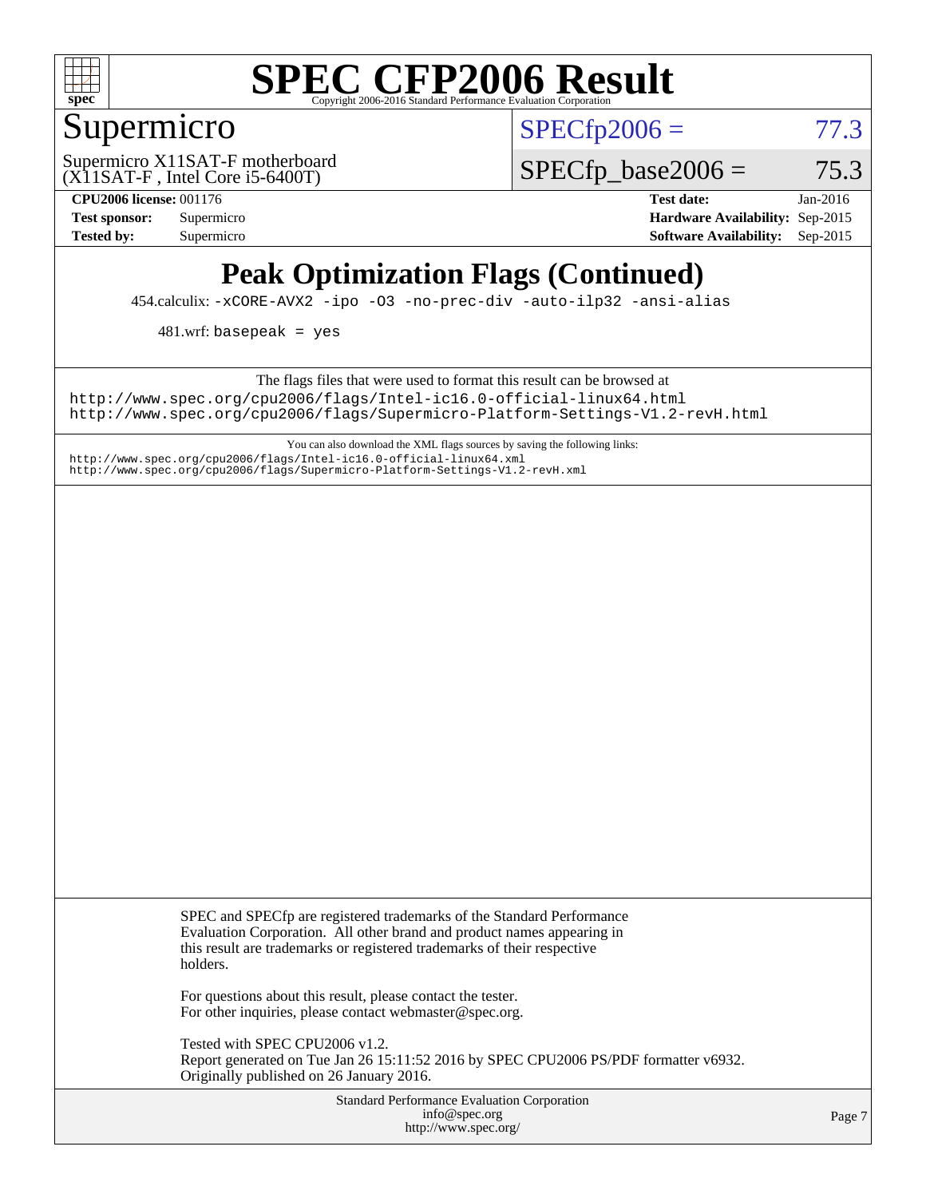# Peak Optimization Flags (Continued)

454.calculix: -xCORE-AVX2 -ipo -O3 -no-prec-div -auto-ilp32 -ansi-alias

481.wrf: basepeak = yes

The flags files that were used to format this result can be browsed at
http://www.spec.org/cpu2006/flags/Intel-ic16.0-official-linux64.html
http://www.spec.org/cpu2006/flags/Supermicro-Platform-Settings-V1.2-revH.html

You can also download the XML flags sources by saving the following links:
http://www.spec.org/cpu2006/flags/Intel-ic16.0-official-linux64.xml
http://www.spec.org/cpu2006/flags/Supermicro-Platform-Settings-V1.2-revH.xml

SPEC and SPECfp are registered trademarks of the Standard Performance Evaluation Corporation. All other brand and product names appearing in this result are trademarks or registered trademarks of their respective holders.

For questions about this result, please contact the tester.
For other inquiries, please contact webmaster@spec.org.

Tested with SPEC CPU2006 v1.2.
Report generated on Tue Jan 26 15:11:52 2016 by SPEC CPU2006 PS/PDF formatter v6932.
Originally published on 26 January 2016.